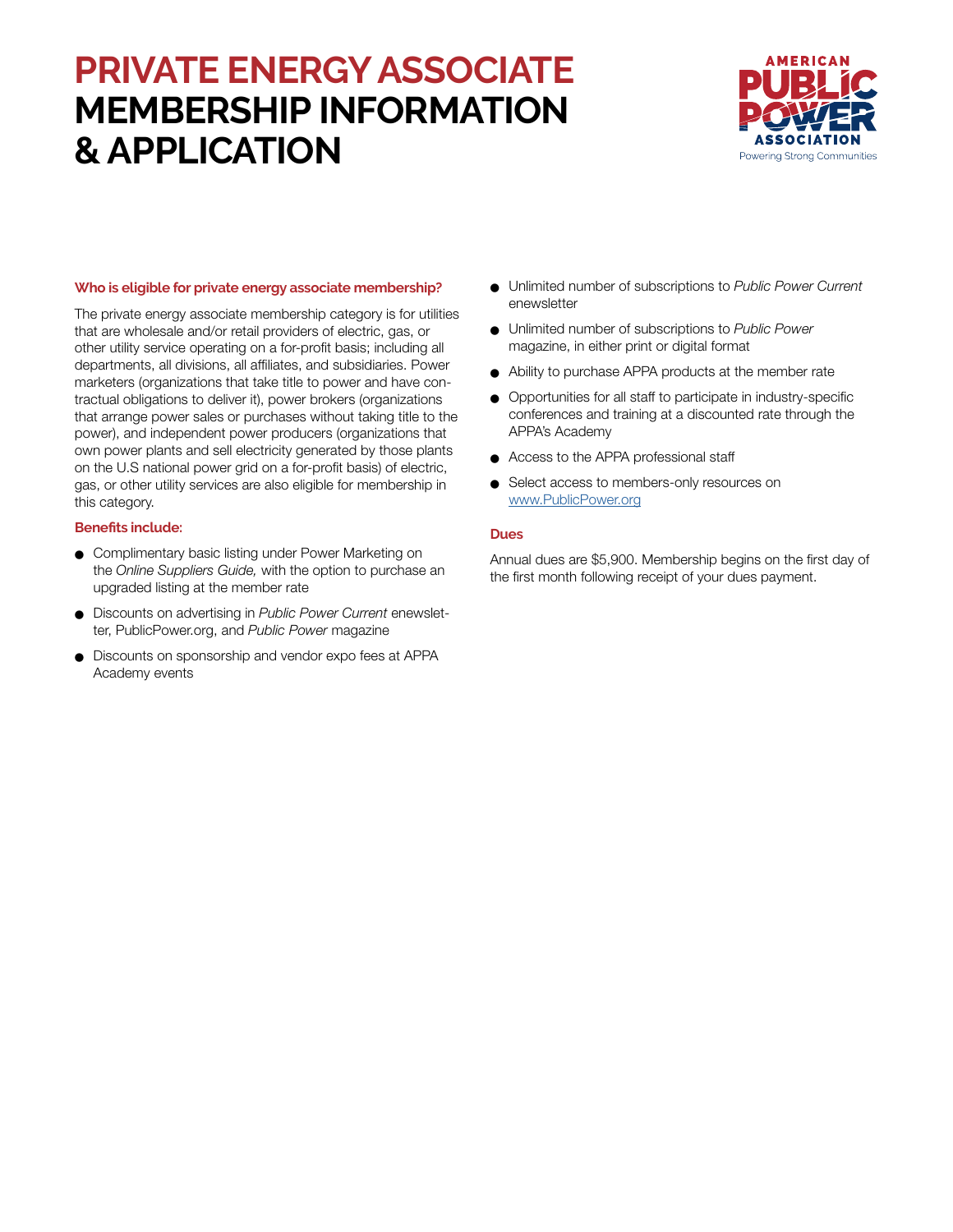# PRIVATE ENERGY ASSOCIATE MEMBERSHIP INFORMATION & APPLICATION

AMERICAN PUBLIC POWER ASSOCIATION
Powering Strong Communities

### Who is eligible for private energy associate membership?

The private energy associate membership category is for utilities that are wholesale and/or retail providers of electric, gas, or other utility service operating on a for-profit basis; including all departments, all divisions, all affiliates, and subsidiaries. Power marketers (organizations that take title to power and have contractual obligations to deliver it), power brokers (organizations that arrange power sales or purchases without taking title to the power), and independent power producers (organizations that own power plants and sell electricity generated by those plants on the U.S national power grid on a for-profit basis) of electric, gas, or other utility services are also eligible for membership in this category.

### Benefits include:

- Complimentary basic listing under Power Marketing on the *Online Suppliers Guide,* with the option to purchase an upgraded listing at the member rate
- Discounts on advertising in *Public Power Current* enewsletter, PublicPower.org, and *Public Power* magazine
- Discounts on sponsorship and vendor expo fees at APPA Academy events
- Unlimited number of subscriptions to *Public Power Current* enewsletter
- Unlimited number of subscriptions to *Public Power* magazine, in either print or digital format
- Ability to purchase APPA products at the member rate
- Opportunities for all staff to participate in industry-specific conferences and training at a discounted rate through the APPA's Academy
- Access to the APPA professional staff
- Select access to members-only resources on www.PublicPower.org

### Dues

Annual dues are $5,900. Membership begins on the first day of the first month following receipt of your dues payment.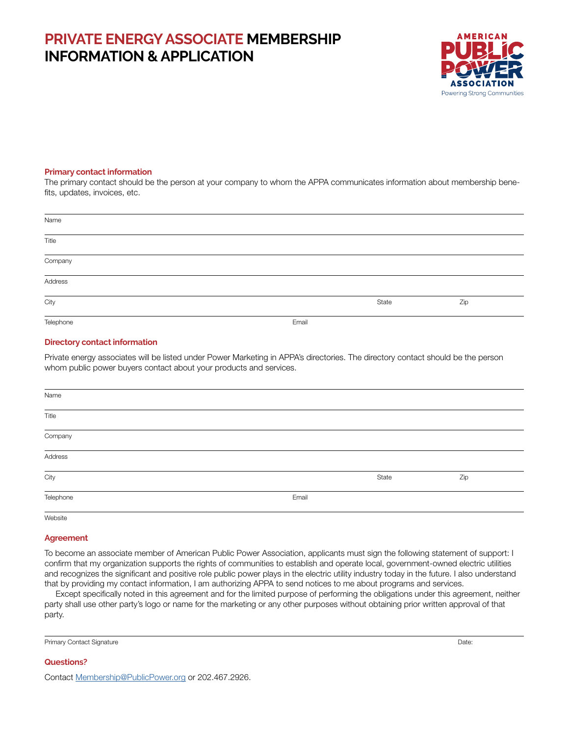# PRIVATE ENERGY ASSOCIATE MEMBERSHIP INFORMATION & APPLICATION

AMERICAN PUBLIC POWER ASSOCIATION
Powering Strong Communities

## Primary contact information

The primary contact should be the person at your company to whom the APPA communicates information about membership benefits, updates, invoices, etc.

Name

Title

Company

Address

City State Zip

Telephone Email

## Directory contact information

Private energy associates will be listed under Power Marketing in APPA's directories. The directory contact should be the person whom public power buyers contact about your products and services.

Name

Title

Company

Address

City State Zip

Telephone Email

Website

## Agreement

To become an associate member of American Public Power Association, applicants must sign the following statement of support: I confirm that my organization supports the rights of communities to establish and operate local, government-owned electric utilities and recognizes the significant and positive role public power plays in the electric utility industry today in the future. I also understand that by providing my contact information, I am authorizing APPA to send notices to me about programs and services.

Except specifically noted in this agreement and for the limited purpose of performing the obligations under this agreement, neither party shall use other party's logo or name for the marketing or any other purposes without obtaining prior written approval of that party.

Primary Contact Signature Date:

## Questions?

Contact Membership@PublicPower.org or 202.467.2926.